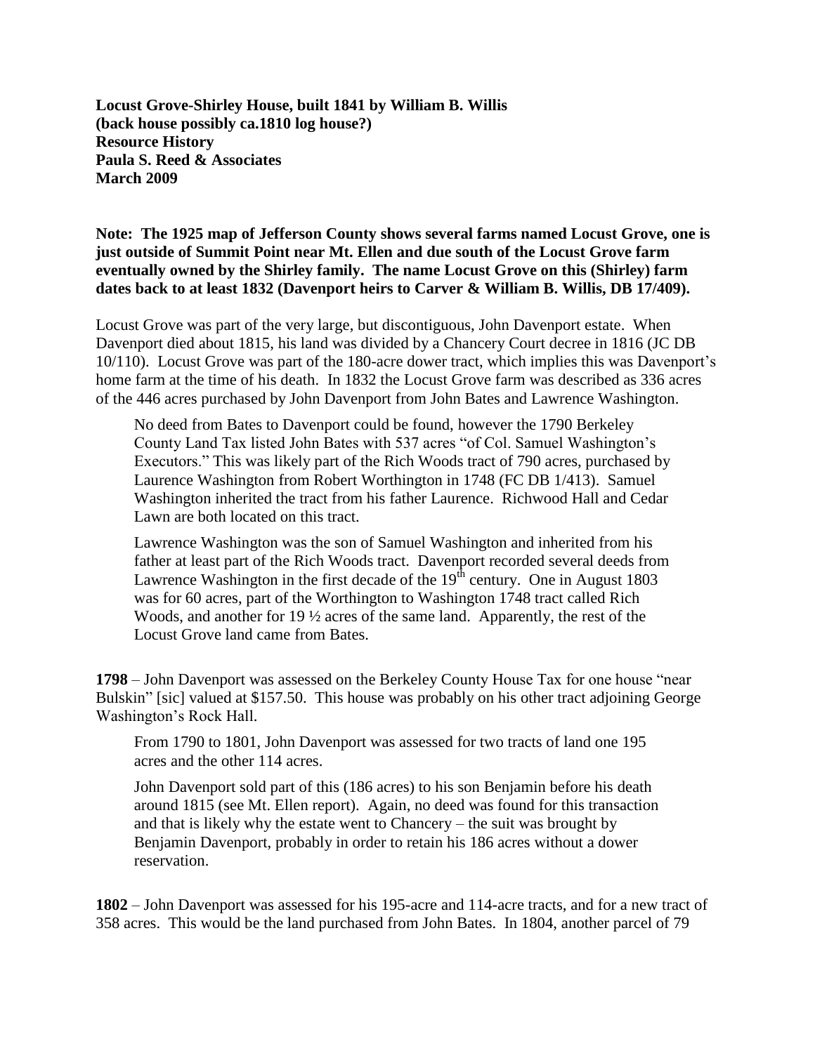**Locust Grove-Shirley House, built 1841 by William B. Willis**
**(back house possibly ca.1810 log house?)**
**Resource History**
**Paula S. Reed & Associates**
**March 2009**

**Note: The 1925 map of Jefferson County shows several farms named Locust Grove, one is just outside of Summit Point near Mt. Ellen and due south of the Locust Grove farm eventually owned by the Shirley family. The name Locust Grove on this (Shirley) farm dates back to at least 1832 (Davenport heirs to Carver & William B. Willis, DB 17/409).**

Locust Grove was part of the very large, but discontiguous, John Davenport estate. When Davenport died about 1815, his land was divided by a Chancery Court decree in 1816 (JC DB 10/110). Locust Grove was part of the 180-acre dower tract, which implies this was Davenport's home farm at the time of his death. In 1832 the Locust Grove farm was described as 336 acres of the 446 acres purchased by John Davenport from John Bates and Lawrence Washington.

> No deed from Bates to Davenport could be found, however the 1790 Berkeley County Land Tax listed John Bates with 537 acres "of Col. Samuel Washington's Executors." This was likely part of the Rich Woods tract of 790 acres, purchased by Laurence Washington from Robert Worthington in 1748 (FC DB 1/413). Samuel Washington inherited the tract from his father Laurence. Richwood Hall and Cedar Lawn are both located on this tract.
>
> Lawrence Washington was the son of Samuel Washington and inherited from his father at least part of the Rich Woods tract. Davenport recorded several deeds from Lawrence Washington in the first decade of the 19th century. One in August 1803 was for 60 acres, part of the Worthington to Washington 1748 tract called Rich Woods, and another for 19 ½ acres of the same land. Apparently, the rest of the Locust Grove land came from Bates.

**1798** – John Davenport was assessed on the Berkeley County House Tax for one house "near Bulskin" [sic] valued at $157.50. This house was probably on his other tract adjoining George Washington's Rock Hall.

> From 1790 to 1801, John Davenport was assessed for two tracts of land one 195 acres and the other 114 acres.
>
> John Davenport sold part of this (186 acres) to his son Benjamin before his death around 1815 (see Mt. Ellen report). Again, no deed was found for this transaction and that is likely why the estate went to Chancery – the suit was brought by Benjamin Davenport, probably in order to retain his 186 acres without a dower reservation.

**1802** – John Davenport was assessed for his 195-acre and 114-acre tracts, and for a new tract of 358 acres. This would be the land purchased from John Bates. In 1804, another parcel of 79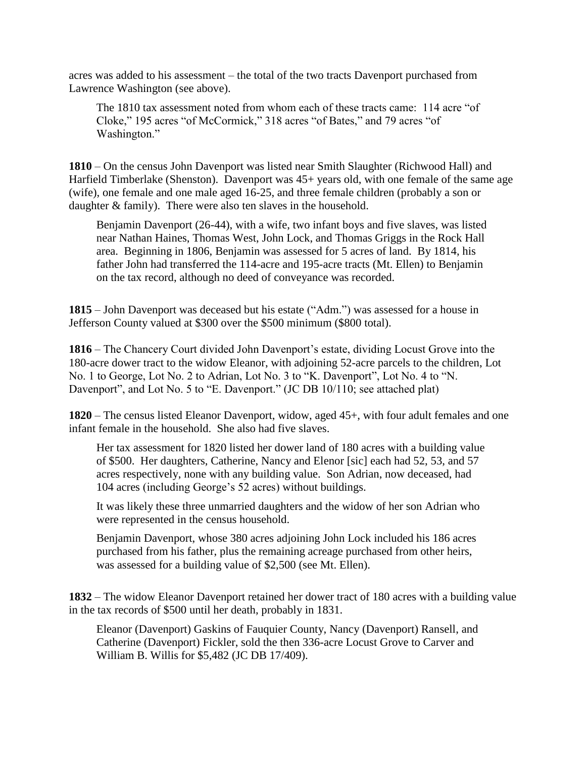acres was added to his assessment – the total of the two tracts Davenport purchased from Lawrence Washington (see above).

> The 1810 tax assessment noted from whom each of these tracts came: 114 acre "of Cloke," 195 acres "of McCormick," 318 acres "of Bates," and 79 acres "of Washington."

**1810** – On the census John Davenport was listed near Smith Slaughter (Richwood Hall) and Harfield Timberlake (Shenston). Davenport was 45+ years old, with one female of the same age (wife), one female and one male aged 16-25, and three female children (probably a son or daughter & family). There were also ten slaves in the household.

> Benjamin Davenport (26-44), with a wife, two infant boys and five slaves, was listed near Nathan Haines, Thomas West, John Lock, and Thomas Griggs in the Rock Hall area. Beginning in 1806, Benjamin was assessed for 5 acres of land. By 1814, his father John had transferred the 114-acre and 195-acre tracts (Mt. Ellen) to Benjamin on the tax record, although no deed of conveyance was recorded.

**1815** – John Davenport was deceased but his estate ("Adm.") was assessed for a house in Jefferson County valued at $300 over the $500 minimum ($800 total).

**1816** – The Chancery Court divided John Davenport's estate, dividing Locust Grove into the 180-acre dower tract to the widow Eleanor, with adjoining 52-acre parcels to the children, Lot No. 1 to George, Lot No. 2 to Adrian, Lot No. 3 to "K. Davenport", Lot No. 4 to "N. Davenport", and Lot No. 5 to "E. Davenport." (JC DB 10/110; see attached plat)

**1820** – The census listed Eleanor Davenport, widow, aged 45+, with four adult females and one infant female in the household. She also had five slaves.

> Her tax assessment for 1820 listed her dower land of 180 acres with a building value of $500. Her daughters, Catherine, Nancy and Elenor [sic] each had 52, 53, and 57 acres respectively, none with any building value. Son Adrian, now deceased, had 104 acres (including George's 52 acres) without buildings.
>
> It was likely these three unmarried daughters and the widow of her son Adrian who were represented in the census household.
>
> Benjamin Davenport, whose 380 acres adjoining John Lock included his 186 acres purchased from his father, plus the remaining acreage purchased from other heirs, was assessed for a building value of $2,500 (see Mt. Ellen).

**1832** – The widow Eleanor Davenport retained her dower tract of 180 acres with a building value in the tax records of $500 until her death, probably in 1831.

> Eleanor (Davenport) Gaskins of Fauquier County, Nancy (Davenport) Ransell, and Catherine (Davenport) Fickler, sold the then 336-acre Locust Grove to Carver and William B. Willis for $5,482 (JC DB 17/409).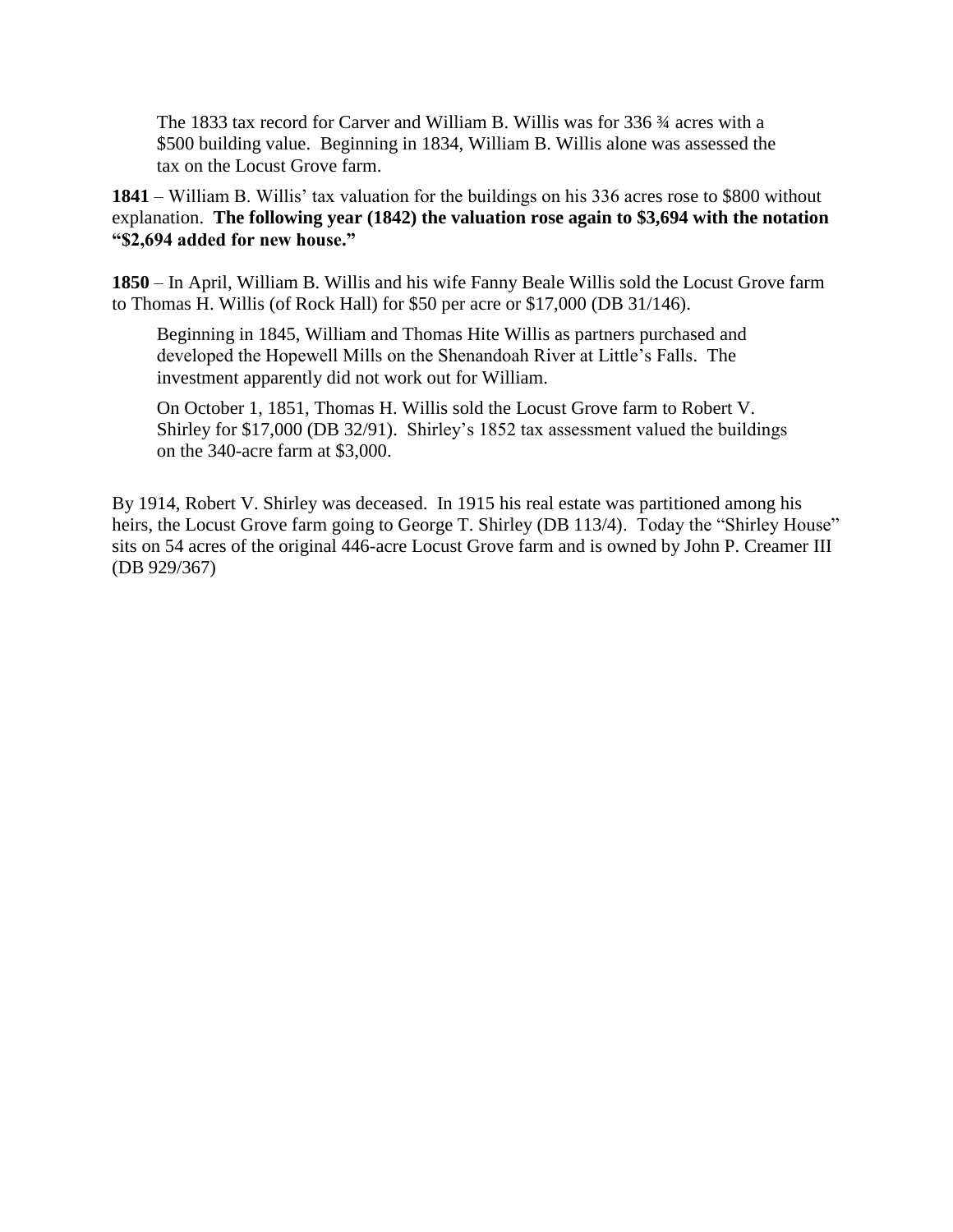The 1833 tax record for Carver and William B. Willis was for 336 ¾ acres with a $500 building value. Beginning in 1834, William B. Willis alone was assessed the tax on the Locust Grove farm.

**1841** – William B. Willis' tax valuation for the buildings on his 336 acres rose to $800 without explanation. **The following year (1842) the valuation rose again to $3,694 with the notation "$2,694 added for new house."**

**1850** – In April, William B. Willis and his wife Fanny Beale Willis sold the Locust Grove farm to Thomas H. Willis (of Rock Hall) for $50 per acre or $17,000 (DB 31/146).

Beginning in 1845, William and Thomas Hite Willis as partners purchased and developed the Hopewell Mills on the Shenandoah River at Little's Falls. The investment apparently did not work out for William.

On October 1, 1851, Thomas H. Willis sold the Locust Grove farm to Robert V. Shirley for $17,000 (DB 32/91). Shirley's 1852 tax assessment valued the buildings on the 340-acre farm at $3,000.

By 1914, Robert V. Shirley was deceased. In 1915 his real estate was partitioned among his heirs, the Locust Grove farm going to George T. Shirley (DB 113/4). Today the "Shirley House" sits on 54 acres of the original 446-acre Locust Grove farm and is owned by John P. Creamer III (DB 929/367)